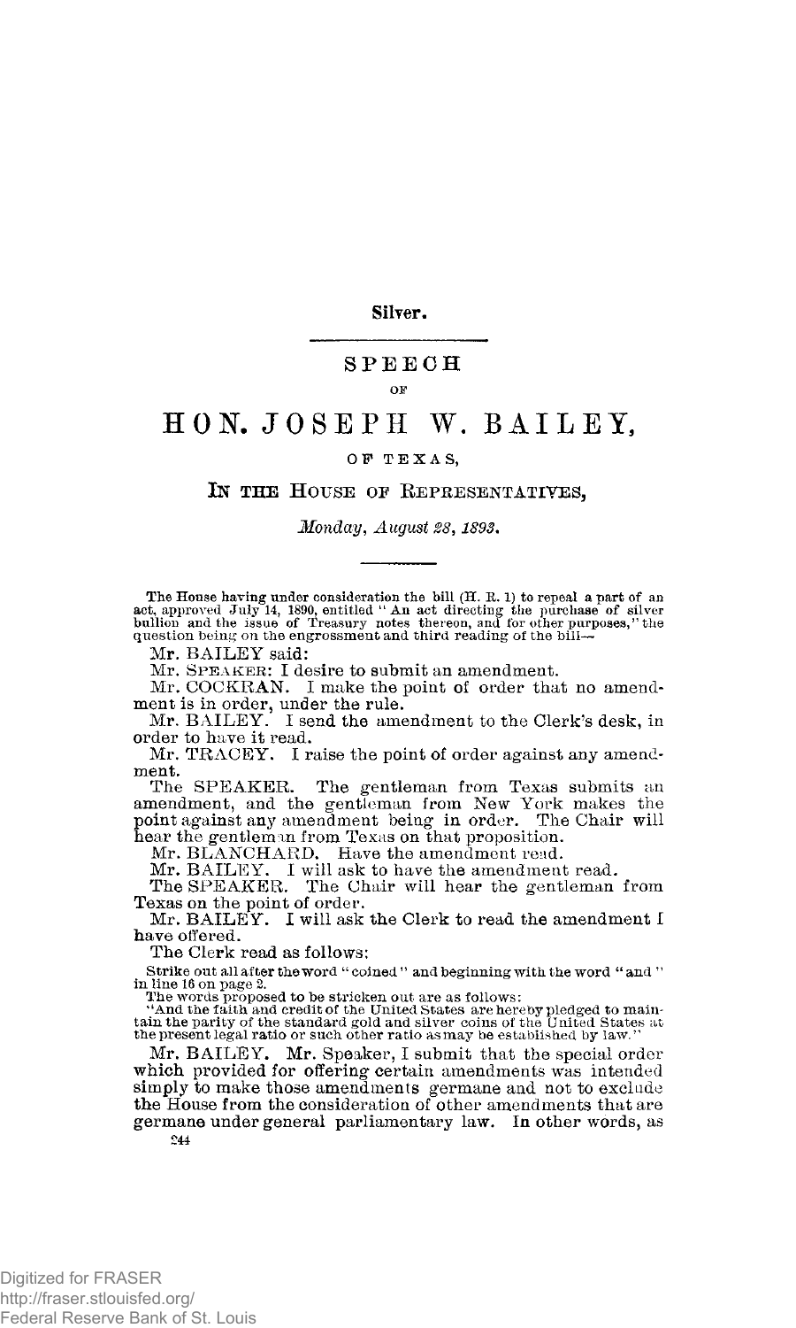**Silver.**

# SPEECH

OF

# HON. JOSEPH W. BAILEY,

OF TEXAS,

## IN THE HOUSE OF REPRESENTATIVES,

*Monday, August 28, 1893.*

The House having under consideration the bill (H. R. 1) to repeal a part of an act, approved July 14, 1890, entitled "An act directing the purchase of silver bullion and the issue of Treasury notes thereon, and for other purposes," the question being on the engrossment and third reading of the bill—

Mr. BAILEY said:

Mr. SPEAKER: I desire to submit an amendment.

Mr. COCKRAN. I make the point of order that no amendment is in order, under the rule.

Mr. BAILEY. I send the amendment to the Clerk's desk, in order to have it read.

Mr. TRACEY. I raise the point of order against any amendment.

The SPEAKER. The gentleman from Texas submits an amendment, and the gentleman from New York makes the point against any amendment being in order. The Chair will hear the gentleman from Texas on that proposition.

Mr. BLANCHARD. Have the amendment read.

Mr. BAILEY. I will ask to have the amendment read.

The SPEAKER. The Chair will hear the gentleman from Texas on the point of order.

Mr. BAILEY. I will ask the Clerk to read the amendment I have offered.

The Clerk read as follows:

Strike out all after the word "coined" and beginning with the word "and" in line 16 on page 2.

The words proposed to be stricken out are as follows:

"And the faith and credit of the United States are hereby pledged to maintain the parity of the standard gold and silver coins of the United States at the present legal ratio or such other ratio as may be established by law."

Mr. BAILEY. Mr. Speaker, I submit that the special order which provided for offering certain amendments was intended simply to make those amendments germane and not to exclude the House from the consideration of other amendments that are germane under general parliamentary law. In other words, as

244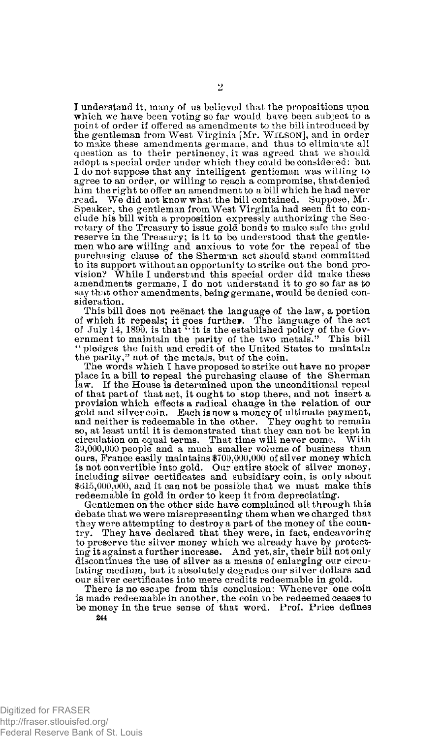I understand it, many of us believed that the propositions upon which we have been voting so far would have been subject to a point of order if offered as amendments to the bill introduced by the gentleman from West Virginia [Mr. WILSON], and in order to make these amendments germane, and thus to eliminate all question as to their pertinency, it was agreed that we should adopt a special order under which they could be considered: but I do not suppose that any intelligent gentleman was willing to agree to an order, or willing to reach a compromise, that denied him the right to offer an amendment to a bill which he had never read. We did not know what the bill contained. Suppose, Mr. Speaker, the gentleman from West Virginia had seen fit to conclude his bill with a proposition expressly authorizing the Secretary of the Treasury to issue gold bonds to make safe the gold reserve in the Treasury; is it to be understood that the gentlemen who are willing and anxious to vote for the repeal of the purchasing clause of the Sherman act should stand committed to its support without an opportunity to strike out the bond provision? While I understand this special order did make these amendments germane, I do not understand it to go so far as to say that other amendments, being germane, would be denied consideration.

This bill does not reënact the language of the law, a portion of which it repeals; it goes further. The language of the act of July 14, 1890, is that "it is the established policy of the Government to maintain the parity of the two metals." This bill "pledges the faith and credit of the United States to maintain the parity," not of the metals, but of the coin.

The words which I have proposed to strike out have no proper place in a bill to repeal the purchasing clause of the Sherman law. If the House is determined upon the unconditional repeal of that part of that act, it ought to stop there, and not insert a provision which effects a radical change in the relation of our gold and silver coin. Each is now a money of ultimate payment, and neither is redeemable in the other. They ought to remain so, at least until it is demonstrated that they can not be kept in circulation on equal terms. That time will never come. With 39,000,000 people and a much smaller volume of business than ours, France easily maintains $700,000,000 of silver money which is not convertible into gold. Our entire stock of silver money, including silver certificates and subsidiary coin, is only about $615,000,000, and it can not be possible that we must make this redeemable in gold in order to keep it from depreciating.

Gentlemen on the other side have complained all through this debate that we were misrepresenting them when we charged that they were attempting to destroy a part of the money of the country. They have declared that they were, in fact, endeavoring to preserve the silver money which we already have by protecting it against a further increase. And yet, sir, their bill not only discontinues the use of silver as a means of enlarging our circulating medium, but it absolutely degrades our silver dollars and our silver certificates into mere credits redeemable in gold.

There is no escape from this conclusion: Whenever one coin is made redeemable in another, the coin to be redeemed ceases to be money in the true sense of that word. Prof. Price defines

244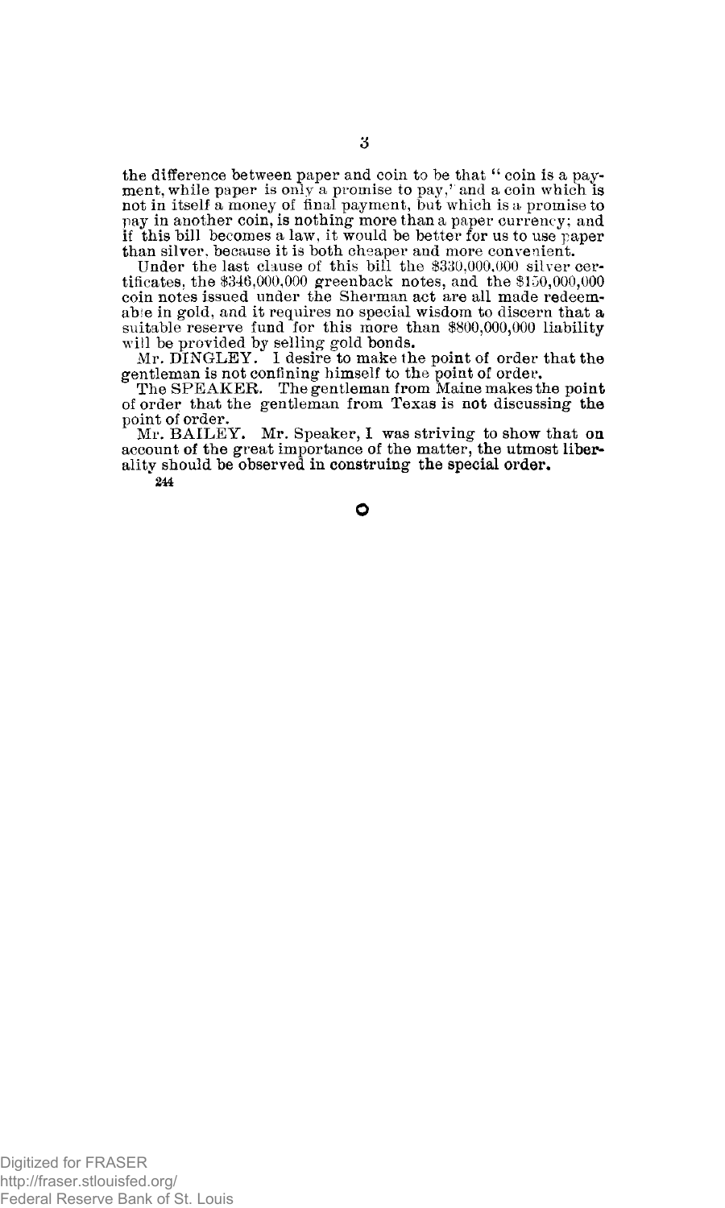the difference between paper and coin to be that "coin is a payment, while paper is only a promise to pay," and a coin which is not in itself a money of final payment, but which is a promise to pay in another coin, is nothing more than a paper currency; and if this bill becomes a law, it would be better for us to use paper than silver, because it is both cheaper and more convenient.

Under the last clause of this bill the $330,000,000 silver certificates, the $346,000,000 greenback notes, and the $150,000,000 coin notes issued under the Sherman act are all made redeemable in gold, and it requires no special wisdom to discern that a suitable reserve fund for this more than $800,000,000 liability will be provided by selling gold bonds.

Mr. DINGLEY. I desire to make the point of order that the gentleman is not confining himself to the point of order.

The SPEAKER. The gentleman from Maine makes the point of order that the gentleman from Texas is not discussing the point of order.

Mr. BAILEY. Mr. Speaker, I was striving to show that on account of the great importance of the matter, the utmost liberality should be observed in construing the special order.

244

Digitized for FRASER
http://fraser.stlouisfed.org/
Federal Reserve Bank of St. Louis